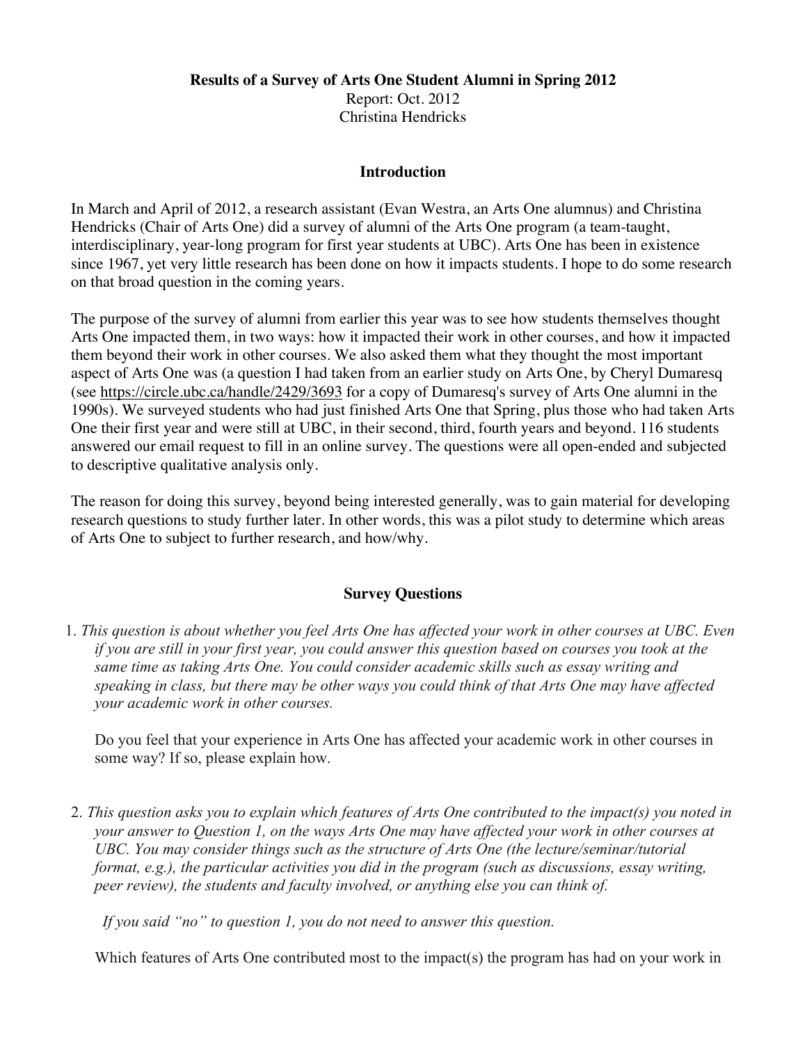**Results of a Survey of Arts One Student Alumni in Spring 2012**

Report: Oct. 2012

Christina Hendricks

## Introduction

In March and April of 2012, a research assistant (Evan Westra, an Arts One alumnus) and Christina Hendricks (Chair of Arts One) did a survey of alumni of the Arts One program (a team-taught, interdisciplinary, year-long program for first year students at UBC). Arts One has been in existence since 1967, yet very little research has been done on how it impacts students. I hope to do some research on that broad question in the coming years.

The purpose of the survey of alumni from earlier this year was to see how students themselves thought Arts One impacted them, in two ways: how it impacted their work in other courses, and how it impacted them beyond their work in other courses. We also asked them what they thought the most important aspect of Arts One was (a question I had taken from an earlier study on Arts One, by Cheryl Dumaresq (see https://circle.ubc.ca/handle/2429/3693 for a copy of Dumaresq's survey of Arts One alumni in the 1990s). We surveyed students who had just finished Arts One that Spring, plus those who had taken Arts One their first year and were still at UBC, in their second, third, fourth years and beyond. 116 students answered our email request to fill in an online survey. The questions were all open-ended and subjected to descriptive qualitative analysis only.

The reason for doing this survey, beyond being interested generally, was to gain material for developing research questions to study further later. In other words, this was a pilot study to determine which areas of Arts One to subject to further research, and how/why.

## Survey Questions

1. *This question is about whether you feel Arts One has affected your work in other courses at UBC. Even if you are still in your first year, you could answer this question based on courses you took at the same time as taking Arts One. You could consider academic skills such as essay writing and speaking in class, but there may be other ways you could think of that Arts One may have affected your academic work in other courses.*

   Do you feel that your experience in Arts One has affected your academic work in other courses in some way? If so, please explain how.

2. *This question asks you to explain which features of Arts One contributed to the impact(s) you noted in your answer to Question 1, on the ways Arts One may have affected your work in other courses at UBC. You may consider things such as the structure of Arts One (the lecture/seminar/tutorial format, e.g.), the particular activities you did in the program (such as discussions, essay writing, peer review), the students and faculty involved, or anything else you can think of.*

   *If you said "no" to question 1, you do not need to answer this question.*

   Which features of Arts One contributed most to the impact(s) the program has had on your work in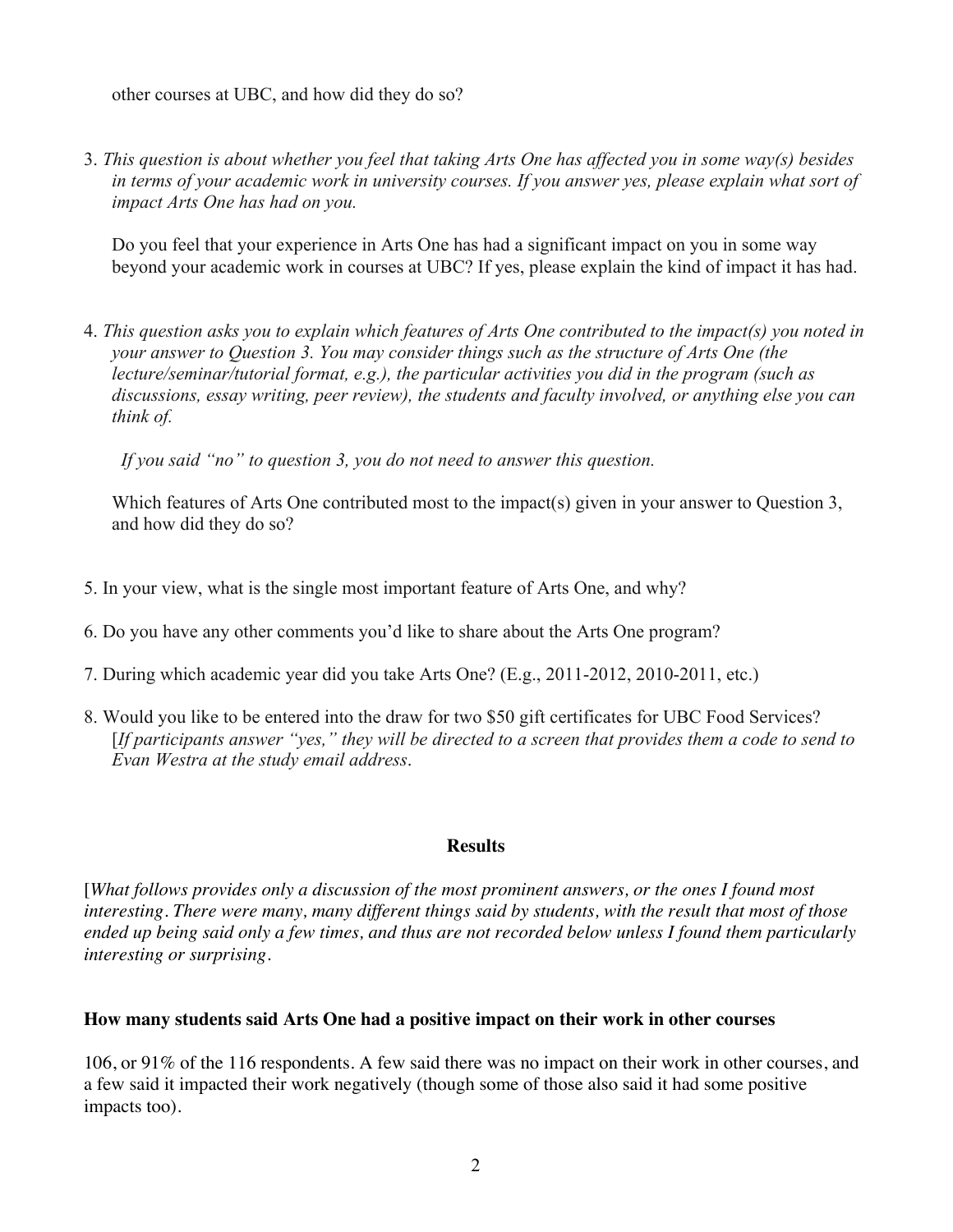other courses at UBC, and how did they do so?

3. *This question is about whether you feel that taking Arts One has affected you in some way(s) besides in terms of your academic work in university courses. If you answer yes, please explain what sort of impact Arts One has had on you.*

   Do you feel that your experience in Arts One has had a significant impact on you in some way beyond your academic work in courses at UBC? If yes, please explain the kind of impact it has had.

4. *This question asks you to explain which features of Arts One contributed to the impact(s) you noted in your answer to Question 3. You may consider things such as the structure of Arts One (the lecture/seminar/tutorial format, e.g.), the particular activities you did in the program (such as discussions, essay writing, peer review), the students and faculty involved, or anything else you can think of.*

   *If you said "no" to question 3, you do not need to answer this question.*

   Which features of Arts One contributed most to the impact(s) given in your answer to Question 3, and how did they do so?

5. In your view, what is the single most important feature of Arts One, and why?

6. Do you have any other comments you'd like to share about the Arts One program?

7. During which academic year did you take Arts One? (E.g., 2011-2012, 2010-2011, etc.)

8. Would you like to be entered into the draw for two $50 gift certificates for UBC Food Services? [*If participants answer "yes," they will be directed to a screen that provides them a code to send to Evan Westra at the study email address.*

## Results

[*What follows provides only a discussion of the most prominent answers, or the ones I found most interesting. There were many, many different things said by students, with the result that most of those ended up being said only a few times, and thus are not recorded below unless I found them particularly interesting or surprising.*

### How many students said Arts One had a positive impact on their work in other courses

106, or 91% of the 116 respondents. A few said there was no impact on their work in other courses, and a few said it impacted their work negatively (though some of those also said it had some positive impacts too).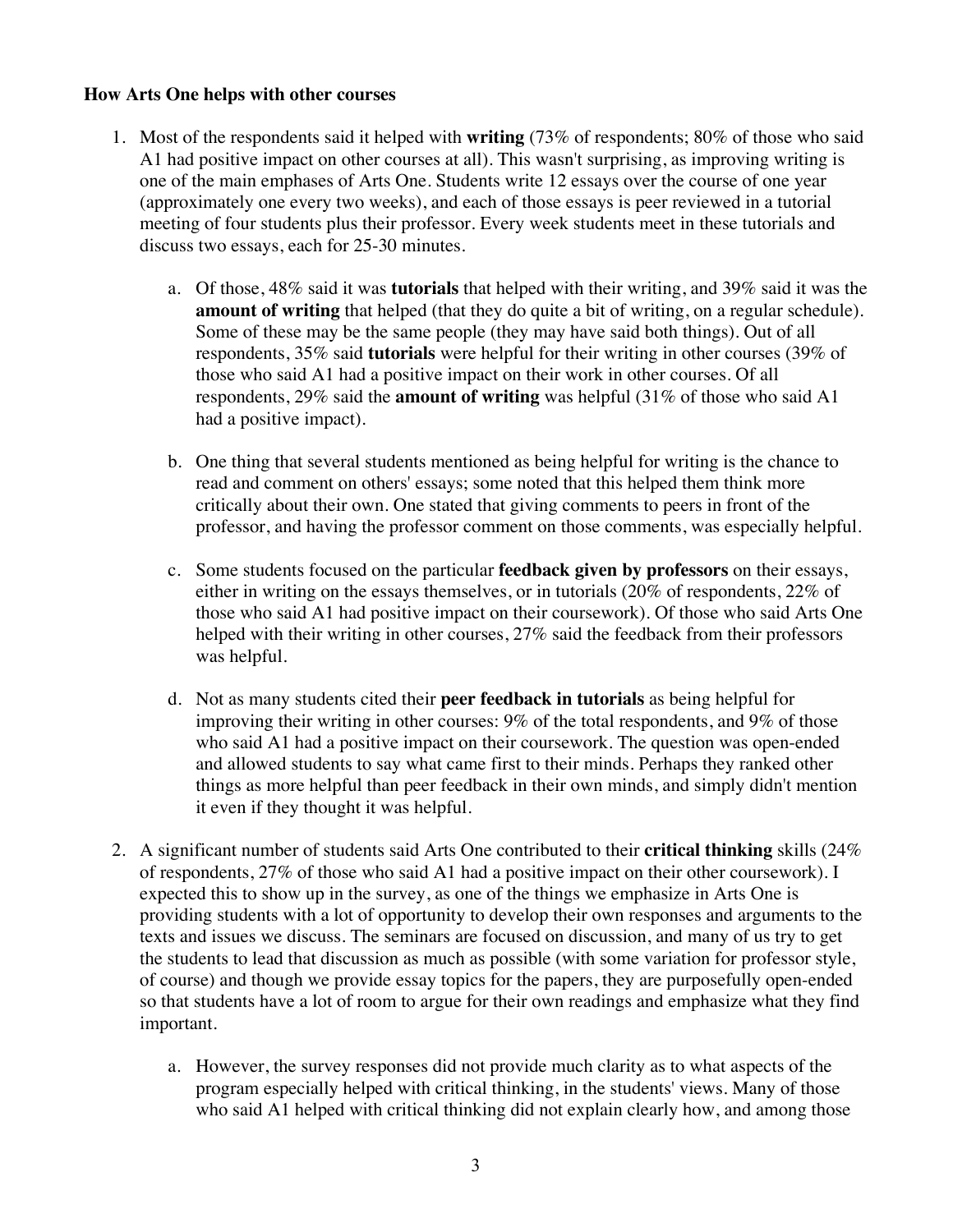**How Arts One helps with other courses**

1. Most of the respondents said it helped with **writing** (73% of respondents; 80% of those who said A1 had positive impact on other courses at all). This wasn't surprising, as improving writing is one of the main emphases of Arts One. Students write 12 essays over the course of one year (approximately one every two weeks), and each of those essays is peer reviewed in a tutorial meeting of four students plus their professor. Every week students meet in these tutorials and discuss two essays, each for 25-30 minutes.

    a. Of those, 48% said it was **tutorials** that helped with their writing, and 39% said it was the **amount of writing** that helped (that they do quite a bit of writing, on a regular schedule). Some of these may be the same people (they may have said both things). Out of all respondents, 35% said **tutorials** were helpful for their writing in other courses (39% of those who said A1 had a positive impact on their work in other courses. Of all respondents, 29% said the **amount of writing** was helpful (31% of those who said A1 had a positive impact).

    b. One thing that several students mentioned as being helpful for writing is the chance to read and comment on others' essays; some noted that this helped them think more critically about their own. One stated that giving comments to peers in front of the professor, and having the professor comment on those comments, was especially helpful.

    c. Some students focused on the particular **feedback given by professors** on their essays, either in writing on the essays themselves, or in tutorials (20% of respondents, 22% of those who said A1 had positive impact on their coursework). Of those who said Arts One helped with their writing in other courses, 27% said the feedback from their professors was helpful.

    d. Not as many students cited their **peer feedback in tutorials** as being helpful for improving their writing in other courses: 9% of the total respondents, and 9% of those who said A1 had a positive impact on their coursework. The question was open-ended and allowed students to say what came first to their minds. Perhaps they ranked other things as more helpful than peer feedback in their own minds, and simply didn't mention it even if they thought it was helpful.

2. A significant number of students said Arts One contributed to their **critical thinking** skills (24% of respondents, 27% of those who said A1 had a positive impact on their other coursework). I expected this to show up in the survey, as one of the things we emphasize in Arts One is providing students with a lot of opportunity to develop their own responses and arguments to the texts and issues we discuss. The seminars are focused on discussion, and many of us try to get the students to lead that discussion as much as possible (with some variation for professor style, of course) and though we provide essay topics for the papers, they are purposefully open-ended so that students have a lot of room to argue for their own readings and emphasize what they find important.

    a. However, the survey responses did not provide much clarity as to what aspects of the program especially helped with critical thinking, in the students' views. Many of those who said A1 helped with critical thinking did not explain clearly how, and among those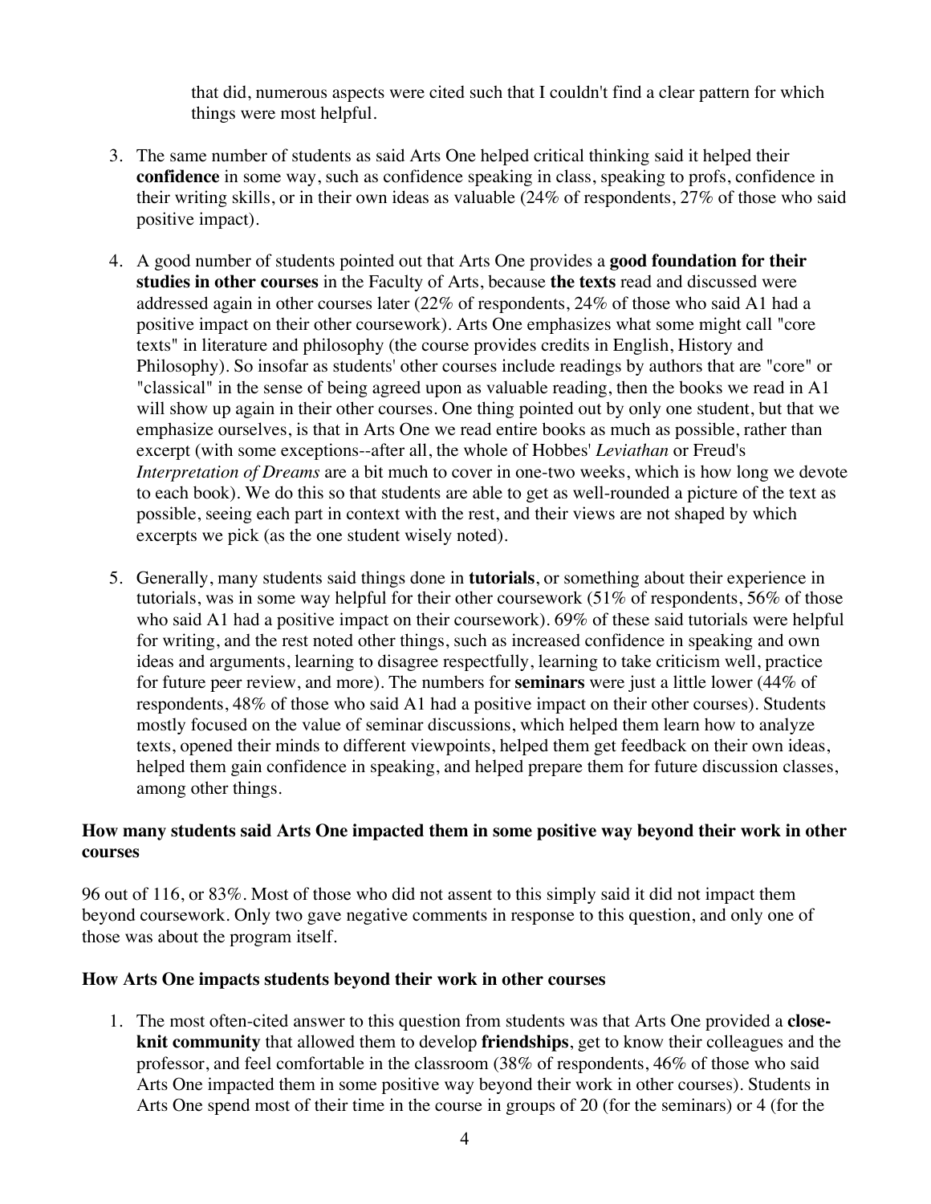that did, numerous aspects were cited such that I couldn't find a clear pattern for which things were most helpful.

3. The same number of students as said Arts One helped critical thinking said it helped their **confidence** in some way, such as confidence speaking in class, speaking to profs, confidence in their writing skills, or in their own ideas as valuable (24% of respondents, 27% of those who said positive impact).

4. A good number of students pointed out that Arts One provides a **good foundation for their studies in other courses** in the Faculty of Arts, because **the texts** read and discussed were addressed again in other courses later (22% of respondents, 24% of those who said A1 had a positive impact on their other coursework). Arts One emphasizes what some might call "core texts" in literature and philosophy (the course provides credits in English, History and Philosophy). So insofar as students' other courses include readings by authors that are "core" or "classical" in the sense of being agreed upon as valuable reading, then the books we read in A1 will show up again in their other courses. One thing pointed out by only one student, but that we emphasize ourselves, is that in Arts One we read entire books as much as possible, rather than excerpt (with some exceptions--after all, the whole of Hobbes' *Leviathan* or Freud's *Interpretation of Dreams* are a bit much to cover in one-two weeks, which is how long we devote to each book). We do this so that students are able to get as well-rounded a picture of the text as possible, seeing each part in context with the rest, and their views are not shaped by which excerpts we pick (as the one student wisely noted).

5. Generally, many students said things done in **tutorials**, or something about their experience in tutorials, was in some way helpful for their other coursework (51% of respondents, 56% of those who said A1 had a positive impact on their coursework). 69% of these said tutorials were helpful for writing, and the rest noted other things, such as increased confidence in speaking and own ideas and arguments, learning to disagree respectfully, learning to take criticism well, practice for future peer review, and more). The numbers for **seminars** were just a little lower (44% of respondents, 48% of those who said A1 had a positive impact on their other courses). Students mostly focused on the value of seminar discussions, which helped them learn how to analyze texts, opened their minds to different viewpoints, helped them get feedback on their own ideas, helped them gain confidence in speaking, and helped prepare them for future discussion classes, among other things.

**How many students said Arts One impacted them in some positive way beyond their work in other courses**

96 out of 116, or 83%. Most of those who did not assent to this simply said it did not impact them beyond coursework. Only two gave negative comments in response to this question, and only one of those was about the program itself.

**How Arts One impacts students beyond their work in other courses**

1. The most often-cited answer to this question from students was that Arts One provided a **close-knit community** that allowed them to develop **friendships**, get to know their colleagues and the professor, and feel comfortable in the classroom (38% of respondents, 46% of those who said Arts One impacted them in some positive way beyond their work in other courses). Students in Arts One spend most of their time in the course in groups of 20 (for the seminars) or 4 (for the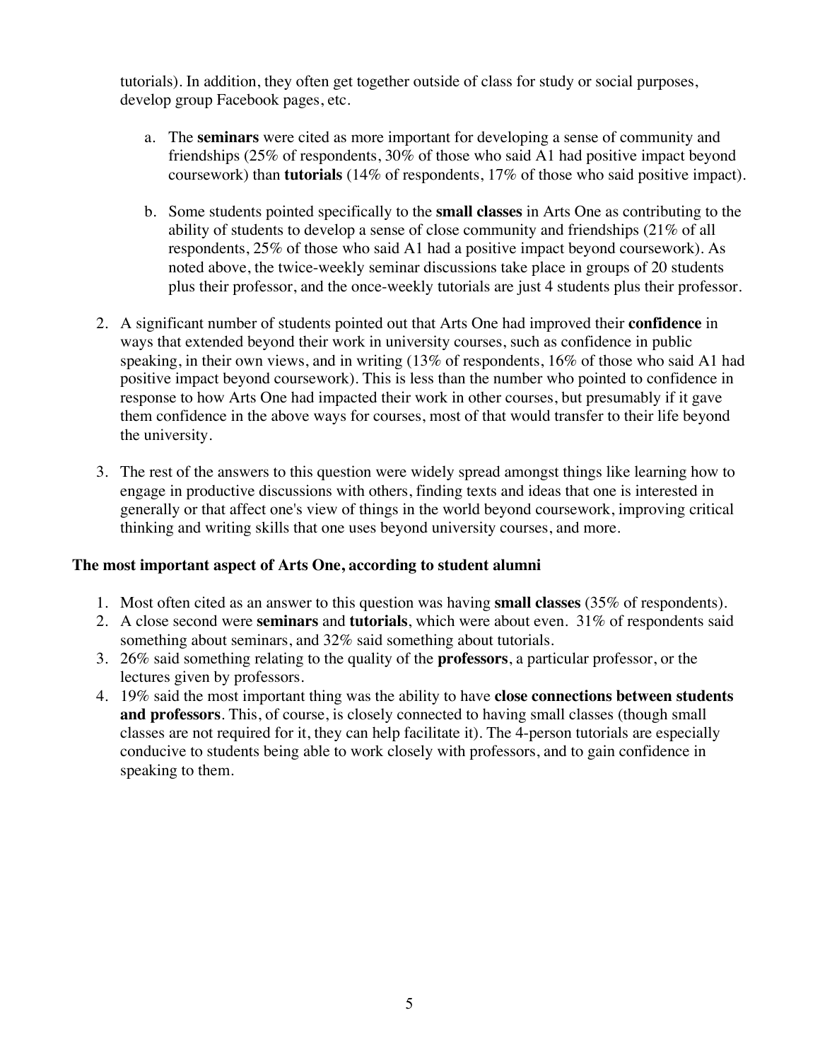tutorials). In addition, they often get together outside of class for study or social purposes, develop group Facebook pages, etc.

   a. The **seminars** were cited as more important for developing a sense of community and friendships (25% of respondents, 30% of those who said A1 had positive impact beyond coursework) than **tutorials** (14% of respondents, 17% of those who said positive impact).

   b. Some students pointed specifically to the **small classes** in Arts One as contributing to the ability of students to develop a sense of close community and friendships (21% of all respondents, 25% of those who said A1 had a positive impact beyond coursework). As noted above, the twice-weekly seminar discussions take place in groups of 20 students plus their professor, and the once-weekly tutorials are just 4 students plus their professor.

2. A significant number of students pointed out that Arts One had improved their **confidence** in ways that extended beyond their work in university courses, such as confidence in public speaking, in their own views, and in writing (13% of respondents, 16% of those who said A1 had positive impact beyond coursework). This is less than the number who pointed to confidence in response to how Arts One had impacted their work in other courses, but presumably if it gave them confidence in the above ways for courses, most of that would transfer to their life beyond the university.

3. The rest of the answers to this question were widely spread amongst things like learning how to engage in productive discussions with others, finding texts and ideas that one is interested in generally or that affect one's view of things in the world beyond coursework, improving critical thinking and writing skills that one uses beyond university courses, and more.

**The most important aspect of Arts One, according to student alumni**

1. Most often cited as an answer to this question was having **small classes** (35% of respondents).
2. A close second were **seminars** and **tutorials**, which were about even. 31% of respondents said something about seminars, and 32% said something about tutorials.
3. 26% said something relating to the quality of the **professors**, a particular professor, or the lectures given by professors.
4. 19% said the most important thing was the ability to have **close connections between students and professors**. This, of course, is closely connected to having small classes (though small classes are not required for it, they can help facilitate it). The 4-person tutorials are especially conducive to students being able to work closely with professors, and to gain confidence in speaking to them.